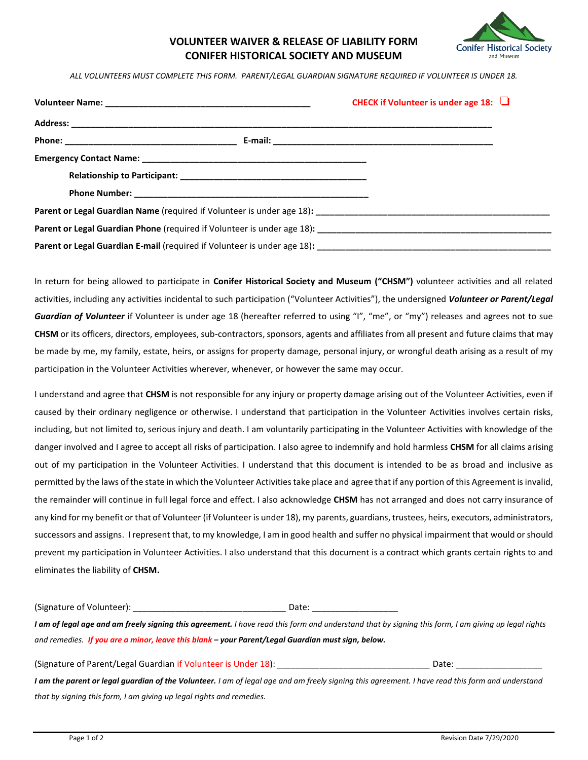# VOLUNTEER WAIVER & RELEASE OF LIABILITY FORM
# CONIFER HISTORICAL SOCIETY AND MUSEUM

Conifer Historical Society and Museum

*ALL VOLUNTEERS MUST COMPLETE THIS FORM. PARENT/LEGAL GUARDIAN SIGNATURE REQUIRED IF VOLUNTEER IS UNDER 18.*

**Volunteer Name:** ____________________________________________ **CHECK if Volunteer is under age 18:** ❑

**Address:** ____________________________________________________________________________________

**Phone:** ___________________________________ **E-mail:** ____________________________________________

**Emergency Contact Name:** ________________________________________________

**Relationship to Participant:** ________________________________________

**Phone Number:** __________________________________________________

**Parent or Legal Guardian Name** (required if Volunteer is under age 18)**:** __________________________________________________

**Parent or Legal Guardian Phone** (required if Volunteer is under age 18)**:** __________________________________________________

**Parent or Legal Guardian E-mail** (required if Volunteer is under age 18)**:** __________________________________________________

In return for being allowed to participate in **Conifer Historical Society and Museum ("CHSM")** volunteer activities and all related activities, including any activities incidental to such participation ("Volunteer Activities"), the undersigned ***Volunteer or Parent/Legal Guardian of Volunteer*** if Volunteer is under age 18 (hereafter referred to using "I", "me", or "my") releases and agrees not to sue **CHSM** or its officers, directors, employees, sub-contractors, sponsors, agents and affiliates from all present and future claims that may be made by me, my family, estate, heirs, or assigns for property damage, personal injury, or wrongful death arising as a result of my participation in the Volunteer Activities wherever, whenever, or however the same may occur.

I understand and agree that **CHSM** is not responsible for any injury or property damage arising out of the Volunteer Activities, even if caused by their ordinary negligence or otherwise. I understand that participation in the Volunteer Activities involves certain risks, including, but not limited to, serious injury and death. I am voluntarily participating in the Volunteer Activities with knowledge of the danger involved and I agree to accept all risks of participation. I also agree to indemnify and hold harmless **CHSM** for all claims arising out of my participation in the Volunteer Activities. I understand that this document is intended to be as broad and inclusive as permitted by the laws of the state in which the Volunteer Activities take place and agree that if any portion of this Agreement is invalid, the remainder will continue in full legal force and effect. I also acknowledge **CHSM** has not arranged and does not carry insurance of any kind for my benefit or that of Volunteer (if Volunteer is under 18), my parents, guardians, trustees, heirs, executors, administrators, successors and assigns. I represent that, to my knowledge, I am in good health and suffer no physical impairment that would or should prevent my participation in Volunteer Activities. I also understand that this document is a contract which grants certain rights to and eliminates the liability of **CHSM.**

(Signature of Volunteer): ________________________________ Date: __________________

***I am of legal age and am freely signing this agreement.*** *I have read this form and understand that by signing this form, I am giving up legal rights and remedies.* ***If you are a minor, leave this blank – your Parent/Legal Guardian must sign, below.***

(Signature of Parent/Legal Guardian if Volunteer is Under 18): ________________________________ Date: __________________

***I am the parent or legal guardian of the Volunteer.*** *I am of legal age and am freely signing this agreement. I have read this form and understand that by signing this form, I am giving up legal rights and remedies.*

Revision Date 7/29/2020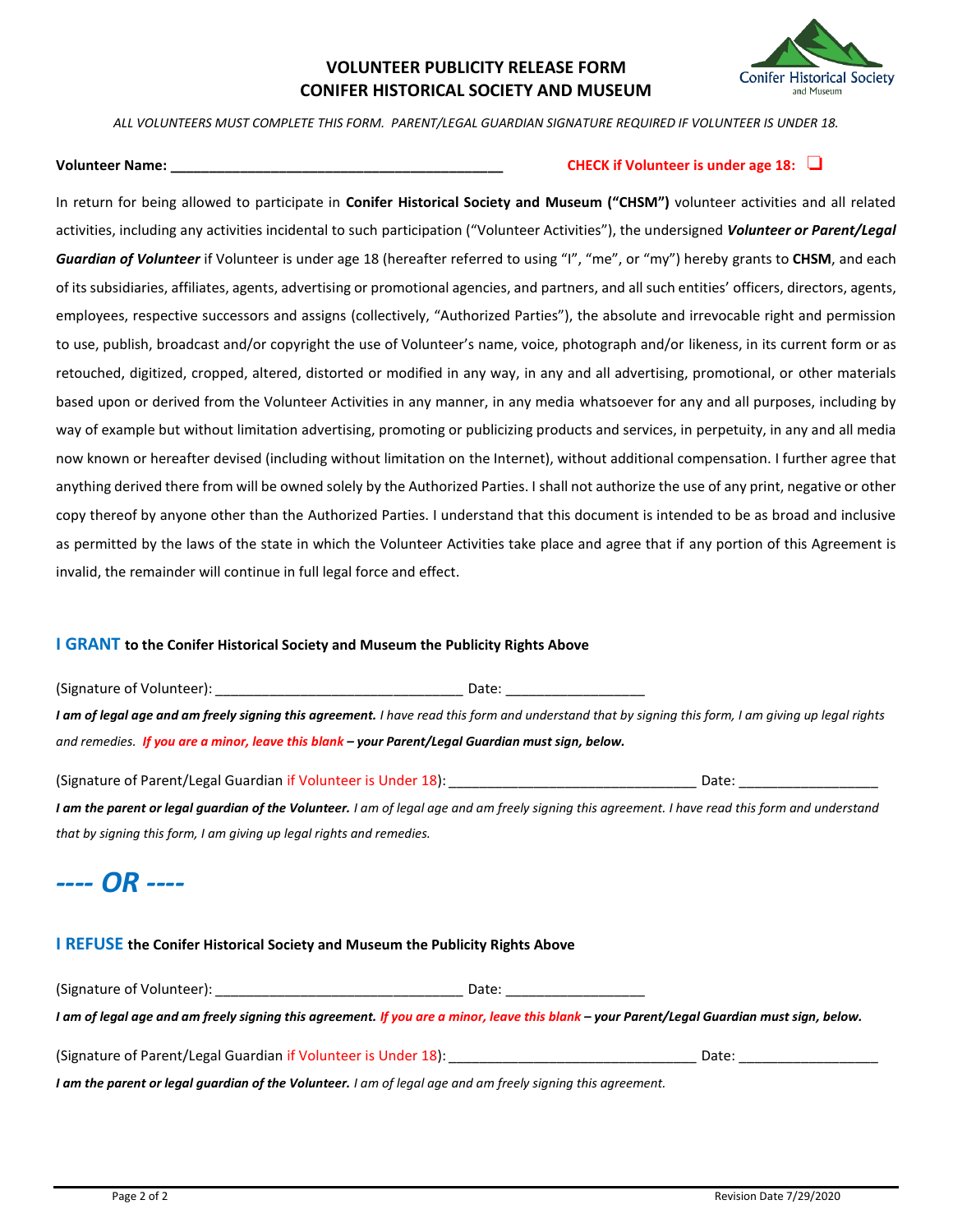# VOLUNTEER PUBLICITY RELEASE FORM
# CONIFER HISTORICAL SOCIETY AND MUSEUM

Conifer Historical Society and Museum

*ALL VOLUNTEERS MUST COMPLETE THIS FORM. PARENT/LEGAL GUARDIAN SIGNATURE REQUIRED IF VOLUNTEER IS UNDER 18.*

**Volunteer Name: ____________________________________________** **CHECK if Volunteer is under age 18:** ☐

In return for being allowed to participate in **Conifer Historical Society and Museum ("CHSM")** volunteer activities and all related activities, including any activities incidental to such participation ("Volunteer Activities"), the undersigned ***Volunteer or Parent/Legal Guardian of Volunteer*** if Volunteer is under age 18 (hereafter referred to using "I", "me", or "my") hereby grants to **CHSM**, and each of its subsidiaries, affiliates, agents, advertising or promotional agencies, and partners, and all such entities' officers, directors, agents, employees, respective successors and assigns (collectively, "Authorized Parties"), the absolute and irrevocable right and permission to use, publish, broadcast and/or copyright the use of Volunteer's name, voice, photograph and/or likeness, in its current form or as retouched, digitized, cropped, altered, distorted or modified in any way, in any and all advertising, promotional, or other materials based upon or derived from the Volunteer Activities in any manner, in any media whatsoever for any and all purposes, including by way of example but without limitation advertising, promoting or publicizing products and services, in perpetuity, in any and all media now known or hereafter devised (including without limitation on the Internet), without additional compensation. I further agree that anything derived there from will be owned solely by the Authorized Parties. I shall not authorize the use of any print, negative or other copy thereof by anyone other than the Authorized Parties. I understand that this document is intended to be as broad and inclusive as permitted by the laws of the state in which the Volunteer Activities take place and agree that if any portion of this Agreement is invalid, the remainder will continue in full legal force and effect.

### I GRANT to the Conifer Historical Society and Museum the Publicity Rights Above

(Signature of Volunteer): ________________________________ Date: __________________

***I am of legal age and am freely signing this agreement.*** *I have read this form and understand that by signing this form, I am giving up legal rights and remedies.* ***If you are a minor, leave this blank – your Parent/Legal Guardian must sign, below.***

(Signature of Parent/Legal Guardian if Volunteer is Under 18): ________________________________ Date: __________________

***I am the parent or legal guardian of the Volunteer.*** *I am of legal age and am freely signing this agreement. I have read this form and understand that by signing this form, I am giving up legal rights and remedies.*

## *---- OR ----*

### I REFUSE the Conifer Historical Society and Museum the Publicity Rights Above

(Signature of Volunteer): ________________________________ Date: __________________

***I am of legal age and am freely signing this agreement. If you are a minor, leave this blank – your Parent/Legal Guardian must sign, below.***

(Signature of Parent/Legal Guardian if Volunteer is Under 18): ________________________________ Date: __________________

***I am the parent or legal guardian of the Volunteer.*** *I am of legal age and am freely signing this agreement.*

Revision Date 7/29/2020